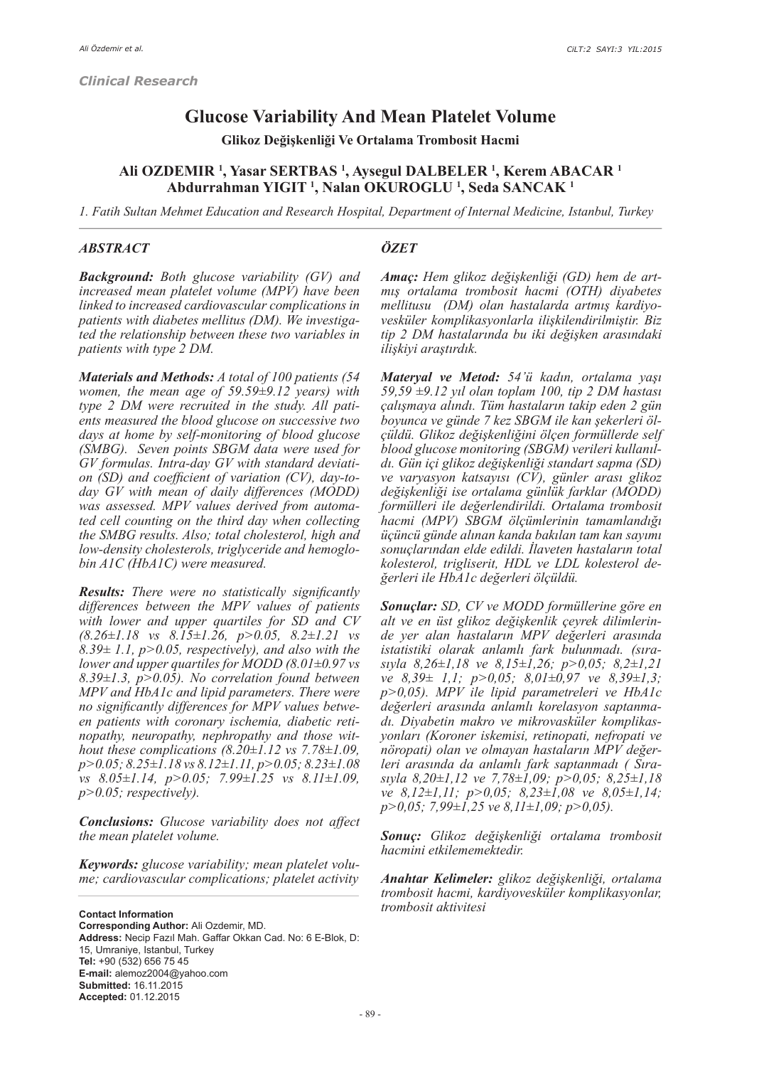*Clinical Research*

# Glucose Variability And Mean Platelet Volume

**Glikoz Değişkenliği Ve Ortalama Trombosit Hacmi**

**Ali OZDEMIR [1], Yasar SERTBAS [1], Aysegul DALBELER [1], Kerem ABACAR [1] Abdurrahman YIGIT [1], Nalan OKUROGLU [1], Seda SANCAK [1]**

*1. Fatih Sultan Mehmet Education and Research Hospital, Department of Internal Medicine, Istanbul, Turkey*

## *ABSTRACT*

***Background:*** *Both glucose variability (GV) and increased mean platelet volume (MPV) have been linked to increased cardiovascular complications in patients with diabetes mellitus (DM). We investigated the relationship between these two variables in patients with type 2 DM.*

***Materials and Methods:*** *A total of 100 patients (54 women, the mean age of 59.59±9.12 years) with type 2 DM were recruited in the study. All patients measured the blood glucose on successive two days at home by self-monitoring of blood glucose (SMBG). Seven points SBGM data were used for GV formulas. Intra-day GV with standard deviation (SD) and coefficient of variation (CV), day-to-day GV with mean of daily differences (MODD) was assessed. MPV values derived from automated cell counting on the third day when collecting the SMBG results. Also; total cholesterol, high and low-density cholesterols, triglyceride and hemoglobin A1C (HbA1C) were measured.*

***Results:*** *There were no statistically significantly differences between the MPV values of patients with lower and upper quartiles for SD and CV (8.26±1.18 vs 8.15±1.26, p>0.05, 8.2±1.21 vs 8.39± 1.1, p>0.05, respectively), and also with the lower and upper quartiles for MODD (8.01±0.97 vs 8.39±1.3, p>0.05). No correlation found between MPV and HbA1c and lipid parameters. There were no significantly differences for MPV values between patients with coronary ischemia, diabetic retinopathy, neuropathy, nephropathy and those without these complications (8.20±1.12 vs 7.78±1.09, p>0.05; 8.25±1.18 vs 8.12±1.11, p>0.05; 8.23±1.08 vs 8.05±1.14, p>0.05; 7.99±1.25 vs 8.11±1.09, p>0.05; respectively).*

***Conclusions:*** *Glucose variability does not affect the mean platelet volume.*

***Keywords:*** *glucose variability; mean platelet volume; cardiovascular complications; platelet activity*

## *ÖZET*

***Amaç:*** *Hem glikoz değişkenliği (GD) hem de artmış ortalama trombosit hacmi (OTH) diyabetes mellitusu (DM) olan hastalarda artmış kardiyovesküler komplikasyonlarla ilişkilendirilmiştir. Biz tip 2 DM hastalarında bu iki değişken arasındaki ilişkiyi araştırdık.*

***Materyal ve Metod:*** *54'ü kadın, ortalama yaşı 59,59 ±9.12 yıl olan toplam 100, tip 2 DM hastası çalışmaya alındı. Tüm hastaların takip eden 2 gün boyunca ve günde 7 kez SBGM ile kan şekerleri ölçüldü. Glikoz değişkenliğini ölçen formüllerde self blood glucose monitoring (SBGM) verileri kullanıldı. Gün içi glikoz değişkenliği standart sapma (SD) ve varyasyon katsayısı (CV), günler arası glikoz değişkenliği ise ortalama günlük farklar (MODD) formülleri ile değerlendirildi. Ortalama trombosit hacmi (MPV) SBGM ölçümlerinin tamamlandığı üçüncü günde alınan kanda bakılan tam kan sayımı sonuçlarından elde edildi. İlaveten hastaların total kolesterol, trigliserit, HDL ve LDL kolesterol değerleri ile HbA1c değerleri ölçüldü.*

***Sonuçlar:*** *SD, CV ve MODD formüllerine göre en alt ve en üst glikoz değişkenlik çeyrek dilimlerinde yer alan hastaların MPV değerleri arasında istatistiki olarak anlamlı fark bulunmadı. (sırasıyla 8,26±1,18 ve 8,15±1,26; p>0,05; 8,2±1,21 ve 8,39± 1,1; p>0,05; 8,01±0,97 ve 8,39±1,3; p>0,05). MPV ile lipid parametreleri ve HbA1c değerleri arasında anlamlı korelasyon saptanmadı. Diyabetin makro ve mikrovasküler komplikasyonları (Koroner iskemisi, retinopati, nefropati ve nöropati) olan ve olmayan hastaların MPV değerleri arasında da anlamlı fark saptanmadı ( Sırasıyla 8,20±1,12 ve 7,78±1,09; p>0,05; 8,25±1,18 ve 8,12±1,11; p>0,05; 8,23±1,08 ve 8,05±1,14; p>0,05; 7,99±1,25 ve 8,11±1,09; p>0,05).*

***Sonuç:*** *Glikoz değişkenliği ortalama trombosit hacmini etkilememektedir.*

***Anahtar Kelimeler:*** *glikoz değişkenliği, ortalama trombosit hacmi, kardiyovesküler komplikasyonlar, trombosit aktivitesi*

---

**Contact Information**
**Corresponding Author:** Ali Ozdemir, MD.
**Address:** Necip Fazıl Mah. Gaffar Okkan Cad. No: 6 E-Blok, D: 15, Umraniye, Istanbul, Turkey
**Tel:** +90 (532) 656 75 45
**E-mail:** alemoz2004@yahoo.com
**Submitted:** 16.11.2015
**Accepted:** 01.12.2015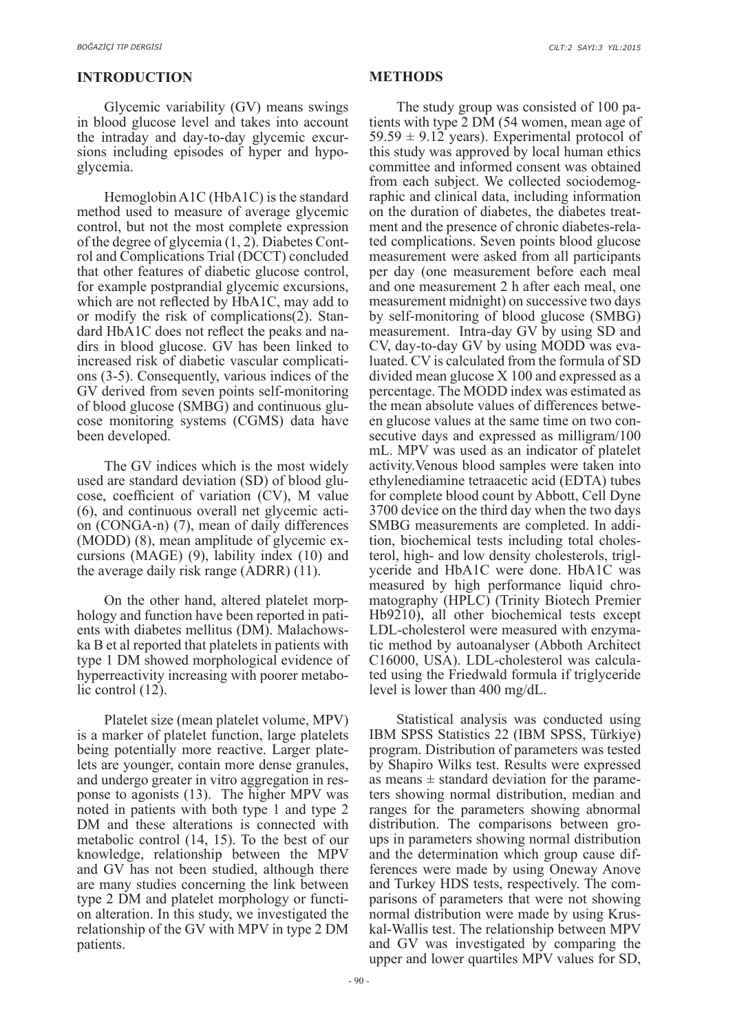## INTRODUCTION

Glycemic variability (GV) means swings in blood glucose level and takes into account the intraday and day-to-day glycemic excursions including episodes of hyper and hypoglycemia.

Hemoglobin A1C (HbA1C) is the standard method used to measure of average glycemic control, but not the most complete expression of the degree of glycemia (1, 2). Diabetes Control and Complications Trial (DCCT) concluded that other features of diabetic glucose control, for example postprandial glycemic excursions, which are not reflected by HbA1C, may add to or modify the risk of complications(2). Standard HbA1C does not reflect the peaks and nadirs in blood glucose. GV has been linked to increased risk of diabetic vascular complications (3-5). Consequently, various indices of the GV derived from seven points self-monitoring of blood glucose (SMBG) and continuous glucose monitoring systems (CGMS) data have been developed.

The GV indices which is the most widely used are standard deviation (SD) of blood glucose, coefficient of variation (CV), M value (6), and continuous overall net glycemic action (CONGA-n) (7), mean of daily differences (MODD) (8), mean amplitude of glycemic excursions (MAGE) (9), lability index (10) and the average daily risk range (ADRR) (11).

On the other hand, altered platelet morphology and function have been reported in patients with diabetes mellitus (DM). Malachowska B et al reported that platelets in patients with type 1 DM showed morphological evidence of hyperreactivity increasing with poorer metabolic control (12).

Platelet size (mean platelet volume, MPV) is a marker of platelet function, large platelets being potentially more reactive. Larger platelets are younger, contain more dense granules, and undergo greater in vitro aggregation in response to agonists (13). The higher MPV was noted in patients with both type 1 and type 2 DM and these alterations is connected with metabolic control (14, 15). To the best of our knowledge, relationship between the MPV and GV has not been studied, although there are many studies concerning the link between type 2 DM and platelet morphology or function alteration. In this study, we investigated the relationship of the GV with MPV in type 2 DM patients.

## METHODS

The study group was consisted of 100 patients with type 2 DM (54 women, mean age of 59.59 ± 9.12 years). Experimental protocol of this study was approved by local human ethics committee and informed consent was obtained from each subject. We collected sociodemographic and clinical data, including information on the duration of diabetes, the diabetes treatment and the presence of chronic diabetes-related complications. Seven points blood glucose measurement were asked from all participants per day (one measurement before each meal and one measurement 2 h after each meal, one measurement midnight) on successive two days by self-monitoring of blood glucose (SMBG) measurement. Intra-day GV by using SD and CV, day-to-day GV by using MODD was evaluated. CV is calculated from the formula of SD divided mean glucose X 100 and expressed as a percentage. The MODD index was estimated as the mean absolute values of differences between glucose values at the same time on two consecutive days and expressed as milligram/100 mL. MPV was used as an indicator of platelet activity.Venous blood samples were taken into ethylenediamine tetraacetic acid (EDTA) tubes for complete blood count by Abbott, Cell Dyne 3700 device on the third day when the two days SMBG measurements are completed. In addition, biochemical tests including total cholesterol, high- and low density cholesterols, triglyceride and HbA1C were done. HbA1C was measured by high performance liquid chromatography (HPLC) (Trinity Biotech Premier Hb9210), all other biochemical tests except LDL-cholesterol were measured with enzymatic method by autoanalyser (Abboth Architect C16000, USA). LDL-cholesterol was calculated using the Friedwald formula if triglyceride level is lower than 400 mg/dL.

Statistical analysis was conducted using IBM SPSS Statistics 22 (IBM SPSS, Türkiye) program. Distribution of parameters was tested by Shapiro Wilks test. Results were expressed as means ± standard deviation for the parameters showing normal distribution, median and ranges for the parameters showing abnormal distribution. The comparisons between groups in parameters showing normal distribution and the determination which group cause differences were made by using Oneway Anove and Turkey HDS tests, respectively. The comparisons of parameters that were not showing normal distribution were made by using Kruskal-Wallis test. The relationship between MPV and GV was investigated by comparing the upper and lower quartiles MPV values for SD,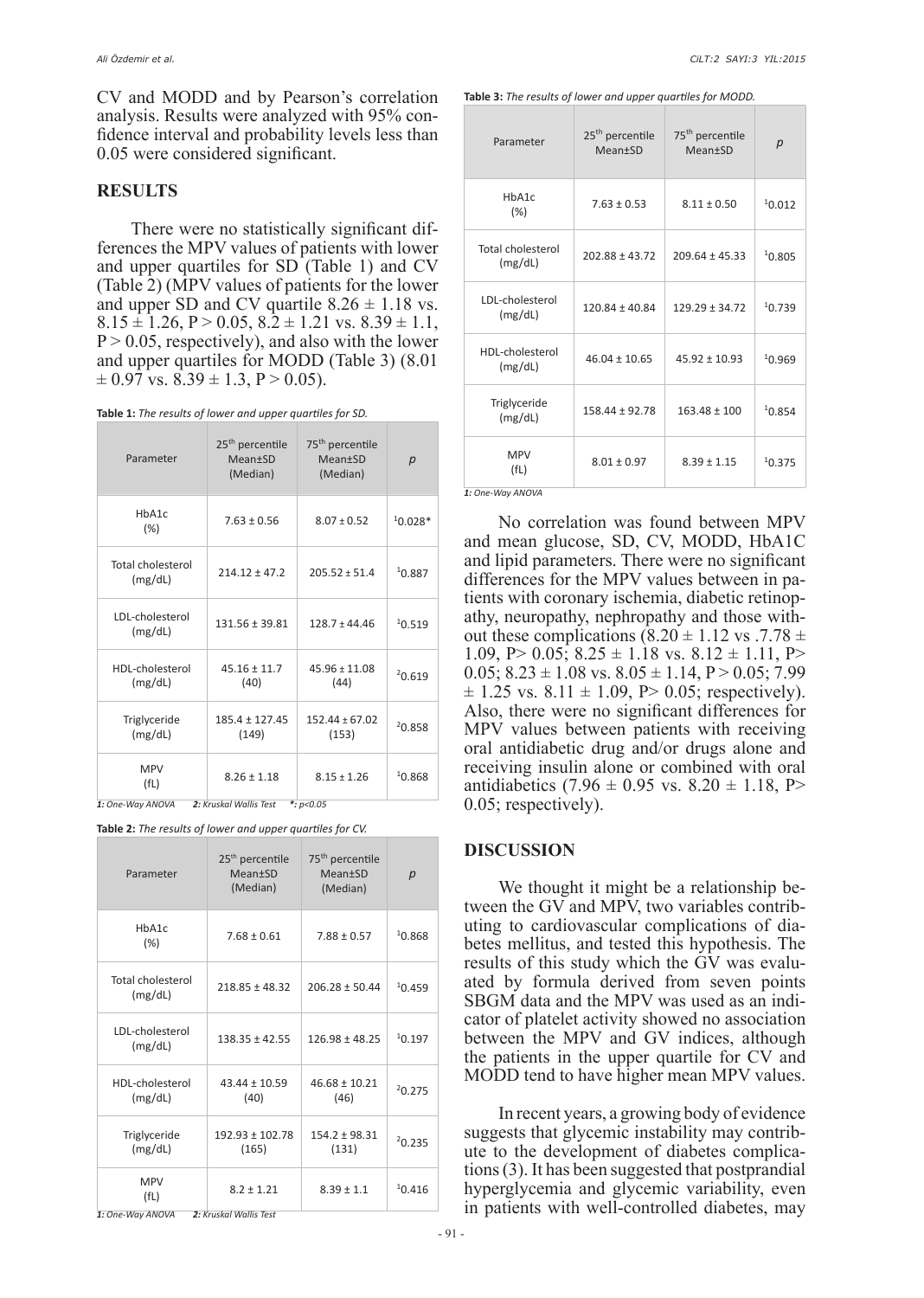CV and MODD and by Pearson's correlation analysis. Results were analyzed with 95% confidence interval and probability levels less than 0.05 were considered significant.

## RESULTS

There were no statistically significant differences the MPV values of patients with lower and upper quartiles for SD (Table 1) and CV (Table 2) (MPV values of patients for the lower and upper SD and CV quartile 8.26 ± 1.18 vs. 8.15 ± 1.26, P > 0.05, 8.2 ± 1.21 vs. 8.39 ± 1.1, P > 0.05, respectively), and also with the lower and upper quartiles for MODD (Table 3) (8.01 ± 0.97 vs. 8.39 ± 1.3, P > 0.05).

**Table 1:** *The results of lower and upper quartiles for SD.*

| Parameter | 25th percentile Mean±SD (Median) | 75th percentile Mean±SD (Median) | p |
|---|---|---|---|
| HbA1c (%) | 7.63 ± 0.56 | 8.07 ± 0.52 | [1]0.028* |
| Total cholesterol (mg/dL) | 214.12 ± 47.2 | 205.52 ± 51.4 | [1]0.887 |
| LDL-cholesterol (mg/dL) | 131.56 ± 39.81 | 128.7 ± 44.46 | [1]0.519 |
| HDL-cholesterol (mg/dL) | 45.16 ± 11.7 (40) | 45.96 ± 11.08 (44) | [2]0.619 |
| Triglyceride (mg/dL) | 185.4 ± 127.45 (149) | 152.44 ± 67.02 (153) | [2]0.858 |
| MPV (fL) | 8.26 ± 1.18 | 8.15 ± 1.26 | [1]0.868 |

*1: One-Way ANOVA  2: Kruskal Wallis Test  *: p<0.05*

**Table 2:** *The results of lower and upper quartiles for CV.*

| Parameter | 25th percentile Mean±SD (Median) | 75th percentile Mean±SD (Median) | p |
|---|---|---|---|
| HbA1c (%) | 7.68 ± 0.61 | 7.88 ± 0.57 | [1]0.868 |
| Total cholesterol (mg/dL) | 218.85 ± 48.32 | 206.28 ± 50.44 | [1]0.459 |
| LDL-cholesterol (mg/dL) | 138.35 ± 42.55 | 126.98 ± 48.25 | [1]0.197 |
| HDL-cholesterol (mg/dL) | 43.44 ± 10.59 (40) | 46.68 ± 10.21 (46) | [2]0.275 |
| Triglyceride (mg/dL) | 192.93 ± 102.78 (165) | 154.2 ± 98.31 (131) | [2]0.235 |
| MPV (fL) | 8.2 ± 1.21 | 8.39 ± 1.1 | [1]0.416 |

*1: One-Way ANOVA  2: Kruskal Wallis Test*

**Table 3:** *The results of lower and upper quartiles for MODD.*

| Parameter | 25th percentile Mean±SD | 75th percentile Mean±SD | p |
|---|---|---|---|
| HbA1c (%) | 7.63 ± 0.53 | 8.11 ± 0.50 | [1]0.012 |
| Total cholesterol (mg/dL) | 202.88 ± 43.72 | 209.64 ± 45.33 | [1]0.805 |
| LDL-cholesterol (mg/dL) | 120.84 ± 40.84 | 129.29 ± 34.72 | [1]0.739 |
| HDL-cholesterol (mg/dL) | 46.04 ± 10.65 | 45.92 ± 10.93 | [1]0.969 |
| Triglyceride (mg/dL) | 158.44 ± 92.78 | 163.48 ± 100 | [1]0.854 |
| MPV (fL) | 8.01 ± 0.97 | 8.39 ± 1.15 | [1]0.375 |

*1: One-Way ANOVA*

No correlation was found between MPV and mean glucose, SD, CV, MODD, HbA1C and lipid parameters. There were no significant differences for the MPV values between in patients with coronary ischemia, diabetic retinopathy, neuropathy, nephropathy and those without these complications (8.20 ± 1.12 vs .7.78 ± 1.09, P> 0.05; 8.25 ± 1.18 vs. 8.12 ± 1.11, P> 0.05; 8.23 ± 1.08 vs. 8.05 ± 1.14, P > 0.05; 7.99 ± 1.25 vs. 8.11 ± 1.09, P> 0.05; respectively). Also, there were no significant differences for MPV values between patients with receiving oral antidiabetic drug and/or drugs alone and receiving insulin alone or combined with oral antidiabetics (7.96 ± 0.95 vs. 8.20 ± 1.18, P> 0.05; respectively).

## DISCUSSION

We thought it might be a relationship between the GV and MPV, two variables contributing to cardiovascular complications of diabetes mellitus, and tested this hypothesis. The results of this study which the GV was evaluated by formula derived from seven points SBGM data and the MPV was used as an indicator of platelet activity showed no association between the MPV and GV indices, although the patients in the upper quartile for CV and MODD tend to have higher mean MPV values.

In recent years, a growing body of evidence suggests that glycemic instability may contribute to the development of diabetes complications (3). It has been suggested that postprandial hyperglycemia and glycemic variability, even in patients with well-controlled diabetes, may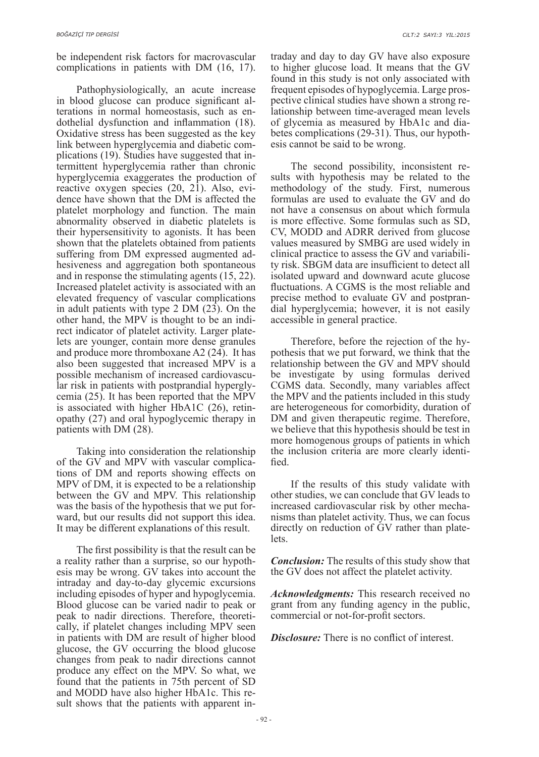be independent risk factors for macrovascular complications in patients with DM (16, 17).

Pathophysiologically, an acute increase in blood glucose can produce significant alterations in normal homeostasis, such as endothelial dysfunction and inflammation (18). Oxidative stress has been suggested as the key link between hyperglycemia and diabetic complications (19). Studies have suggested that intermittent hyperglycemia rather than chronic hyperglycemia exaggerates the production of reactive oxygen species (20, 21). Also, evidence have shown that the DM is affected the platelet morphology and function. The main abnormality observed in diabetic platelets is their hypersensitivity to agonists. It has been shown that the platelets obtained from patients suffering from DM expressed augmented adhesiveness and aggregation both spontaneous and in response the stimulating agents (15, 22). Increased platelet activity is associated with an elevated frequency of vascular complications in adult patients with type 2 DM (23). On the other hand, the MPV is thought to be an indirect indicator of platelet activity. Larger platelets are younger, contain more dense granules and produce more thromboxane A2 (24). It has also been suggested that increased MPV is a possible mechanism of increased cardiovascular risk in patients with postprandial hyperglycemia (25). It has been reported that the MPV is associated with higher HbA1C (26), retinopathy (27) and oral hypoglycemic therapy in patients with DM (28).

Taking into consideration the relationship of the GV and MPV with vascular complications of DM and reports showing effects on MPV of DM, it is expected to be a relationship between the GV and MPV. This relationship was the basis of the hypothesis that we put forward, but our results did not support this idea. It may be different explanations of this result.

The first possibility is that the result can be a reality rather than a surprise, so our hypothesis may be wrong. GV takes into account the intraday and day-to-day glycemic excursions including episodes of hyper and hypoglycemia. Blood glucose can be varied nadir to peak or peak to nadir directions. Therefore, theoretically, if platelet changes including MPV seen in patients with DM are result of higher blood glucose, the GV occurring the blood glucose changes from peak to nadir directions cannot produce any effect on the MPV. So what, we found that the patients in 75th percent of SD and MODD have also higher HbA1c. This result shows that the patients with apparent intraday and day to day GV have also exposure to higher glucose load. It means that the GV found in this study is not only associated with frequent episodes of hypoglycemia. Large prospective clinical studies have shown a strong relationship between time-averaged mean levels of glycemia as measured by HbA1c and diabetes complications (29-31). Thus, our hypothesis cannot be said to be wrong.

The second possibility, inconsistent results with hypothesis may be related to the methodology of the study. First, numerous formulas are used to evaluate the GV and do not have a consensus on about which formula is more effective. Some formulas such as SD, CV, MODD and ADRR derived from glucose values measured by SMBG are used widely in clinical practice to assess the GV and variability risk. SBGM data are insufficient to detect all isolated upward and downward acute glucose fluctuations. A CGMS is the most reliable and precise method to evaluate GV and postprandial hyperglycemia; however, it is not easily accessible in general practice.

Therefore, before the rejection of the hypothesis that we put forward, we think that the relationship between the GV and MPV should be investigate by using formulas derived CGMS data. Secondly, many variables affect the MPV and the patients included in this study are heterogeneous for comorbidity, duration of DM and given therapeutic regime. Therefore, we believe that this hypothesis should be test in more homogenous groups of patients in which the inclusion criteria are more clearly identified.

If the results of this study validate with other studies, we can conclude that GV leads to increased cardiovascular risk by other mechanisms than platelet activity. Thus, we can focus directly on reduction of GV rather than platelets.

***Conclusion:*** The results of this study show that the GV does not affect the platelet activity.

***Acknowledgments:*** This research received no grant from any funding agency in the public, commercial or not-for-profit sectors.

***Disclosure:*** There is no conflict of interest.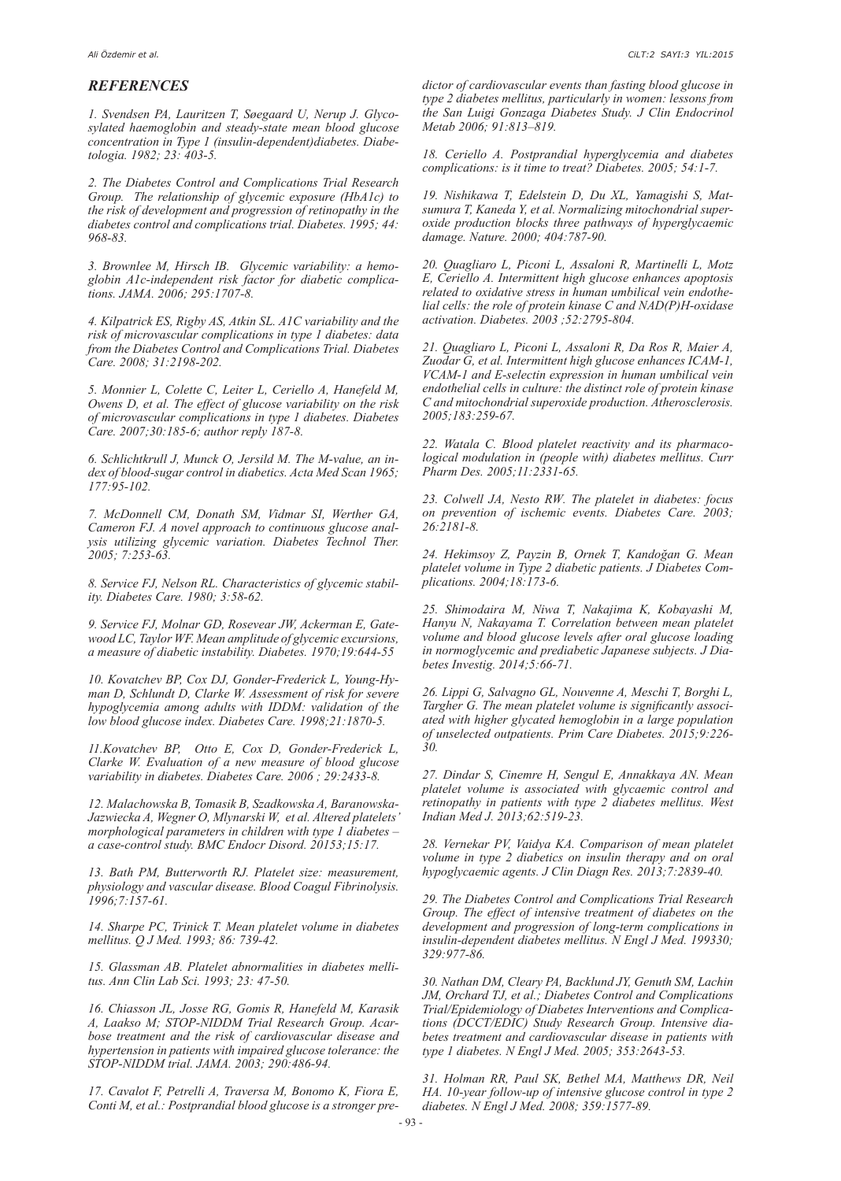## *REFERENCES*

*1. Svendsen PA, Lauritzen T, Søegaard U, Nerup J. Glycosylated haemoglobin and steady-state mean blood glucose concentration in Type 1 (insulin-dependent)diabetes. Diabetologia. 1982; 23: 403-5.*

*2. The Diabetes Control and Complications Trial Research Group. The relationship of glycemic exposure (HbA1c) to the risk of development and progression of retinopathy in the diabetes control and complications trial. Diabetes. 1995; 44: 968-83.*

*3. Brownlee M, Hirsch IB. Glycemic variability: a hemoglobin A1c-independent risk factor for diabetic complications. JAMA. 2006; 295:1707-8.*

*4. Kilpatrick ES, Rigby AS, Atkin SL. A1C variability and the risk of microvascular complications in type 1 diabetes: data from the Diabetes Control and Complications Trial. Diabetes Care. 2008; 31:2198-202.*

*5. Monnier L, Colette C, Leiter L, Ceriello A, Hanefeld M, Owens D, et al. The effect of glucose variability on the risk of microvascular complications in type 1 diabetes. Diabetes Care. 2007;30:185-6; author reply 187-8.*

*6. Schlichtkrull J, Munck O, Jersild M. The M-value, an index of blood-sugar control in diabetics. Acta Med Scan 1965; 177:95-102.*

*7. McDonnell CM, Donath SM, Vidmar SI, Werther GA, Cameron FJ. A novel approach to continuous glucose analysis utilizing glycemic variation. Diabetes Technol Ther. 2005; 7:253-63.*

*8. Service FJ, Nelson RL. Characteristics of glycemic stability. Diabetes Care. 1980; 3:58-62.*

*9. Service FJ, Molnar GD, Rosevear JW, Ackerman E, Gatewood LC, Taylor WF. Mean amplitude of glycemic excursions, a measure of diabetic instability. Diabetes. 1970;19:644-55*

*10. Kovatchev BP, Cox DJ, Gonder-Frederick L, Young-Hyman D, Schlundt D, Clarke W. Assessment of risk for severe hypoglycemia among adults with IDDM: validation of the low blood glucose index. Diabetes Care. 1998;21:1870-5.*

*11.Kovatchev BP, Otto E, Cox D, Gonder-Frederick L, Clarke W. Evaluation of a new measure of blood glucose variability in diabetes. Diabetes Care. 2006 ; 29:2433-8.*

*12. Malachowska B, Tomasik B, Szadkowska A, Baranowska-Jazwiecka A, Wegner O, Mlynarski W, et al. Altered platelets' morphological parameters in children with type 1 diabetes – a case-control study. BMC Endocr Disord. 20153;15:17.*

*13. Bath PM, Butterworth RJ. Platelet size: measurement, physiology and vascular disease. Blood Coagul Fibrinolysis. 1996;7:157-61.*

*14. Sharpe PC, Trinick T. Mean platelet volume in diabetes mellitus. Q J Med. 1993; 86: 739-42.*

*15. Glassman AB. Platelet abnormalities in diabetes mellitus. Ann Clin Lab Sci. 1993; 23: 47-50.*

*16. Chiasson JL, Josse RG, Gomis R, Hanefeld M, Karasik A, Laakso M; STOP-NIDDM Trial Research Group. Acarbose treatment and the risk of cardiovascular disease and hypertension in patients with impaired glucose tolerance: the STOP-NIDDM trial. JAMA. 2003; 290:486-94.*

*17. Cavalot F, Petrelli A, Traversa M, Bonomo K, Fiora E, Conti M, et al.: Postprandial blood glucose is a stronger predictor of cardiovascular events than fasting blood glucose in type 2 diabetes mellitus, particularly in women: lessons from the San Luigi Gonzaga Diabetes Study. J Clin Endocrinol Metab 2006; 91:813–819.*

*18. Ceriello A. Postprandial hyperglycemia and diabetes complications: is it time to treat? Diabetes. 2005; 54:1-7.*

*19. Nishikawa T, Edelstein D, Du XL, Yamagishi S, Matsumura T, Kaneda Y, et al. Normalizing mitochondrial superoxide production blocks three pathways of hyperglycaemic damage. Nature. 2000; 404:787-90.*

*20. Quagliaro L, Piconi L, Assaloni R, Martinelli L, Motz E, Ceriello A. Intermittent high glucose enhances apoptosis related to oxidative stress in human umbilical vein endothelial cells: the role of protein kinase C and NAD(P)H-oxidase activation. Diabetes. 2003 ;52:2795-804.*

*21. Quagliaro L, Piconi L, Assaloni R, Da Ros R, Maier A, Zuodar G, et al. Intermittent high glucose enhances ICAM-1, VCAM-1 and E-selectin expression in human umbilical vein endothelial cells in culture: the distinct role of protein kinase C and mitochondrial superoxide production. Atherosclerosis. 2005;183:259-67.*

*22. Watala C. Blood platelet reactivity and its pharmacological modulation in (people with) diabetes mellitus. Curr Pharm Des. 2005;11:2331-65.*

*23. Colwell JA, Nesto RW. The platelet in diabetes: focus on prevention of ischemic events. Diabetes Care. 2003; 26:2181-8.*

*24. Hekimsoy Z, Payzin B, Ornek T, Kandoğan G. Mean platelet volume in Type 2 diabetic patients. J Diabetes Complications. 2004;18:173-6.*

*25. Shimodaira M, Niwa T, Nakajima K, Kobayashi M, Hanyu N, Nakayama T. Correlation between mean platelet volume and blood glucose levels after oral glucose loading in normoglycemic and prediabetic Japanese subjects. J Diabetes Investig. 2014;5:66-71.*

*26. Lippi G, Salvagno GL, Nouvenne A, Meschi T, Borghi L, Targher G. The mean platelet volume is significantly associated with higher glycated hemoglobin in a large population of unselected outpatients. Prim Care Diabetes. 2015;9:226-30.*

*27. Dindar S, Cinemre H, Sengul E, Annakkaya AN. Mean platelet volume is associated with glycaemic control and retinopathy in patients with type 2 diabetes mellitus. West Indian Med J. 2013;62:519-23.*

*28. Vernekar PV, Vaidya KA. Comparison of mean platelet volume in type 2 diabetics on insulin therapy and on oral hypoglycaemic agents. J Clin Diagn Res. 2013;7:2839-40.*

*29. The Diabetes Control and Complications Trial Research Group. The effect of intensive treatment of diabetes on the development and progression of long-term complications in insulin-dependent diabetes mellitus. N Engl J Med. 199330; 329:977-86.*

*30. Nathan DM, Cleary PA, Backlund JY, Genuth SM, Lachin JM, Orchard TJ, et al.; Diabetes Control and Complications Trial/Epidemiology of Diabetes Interventions and Complications (DCCT/EDIC) Study Research Group. Intensive diabetes treatment and cardiovascular disease in patients with type 1 diabetes. N Engl J Med. 2005; 353:2643-53.*

*31. Holman RR, Paul SK, Bethel MA, Matthews DR, Neil HA. 10-year follow-up of intensive glucose control in type 2 diabetes. N Engl J Med. 2008; 359:1577-89.*